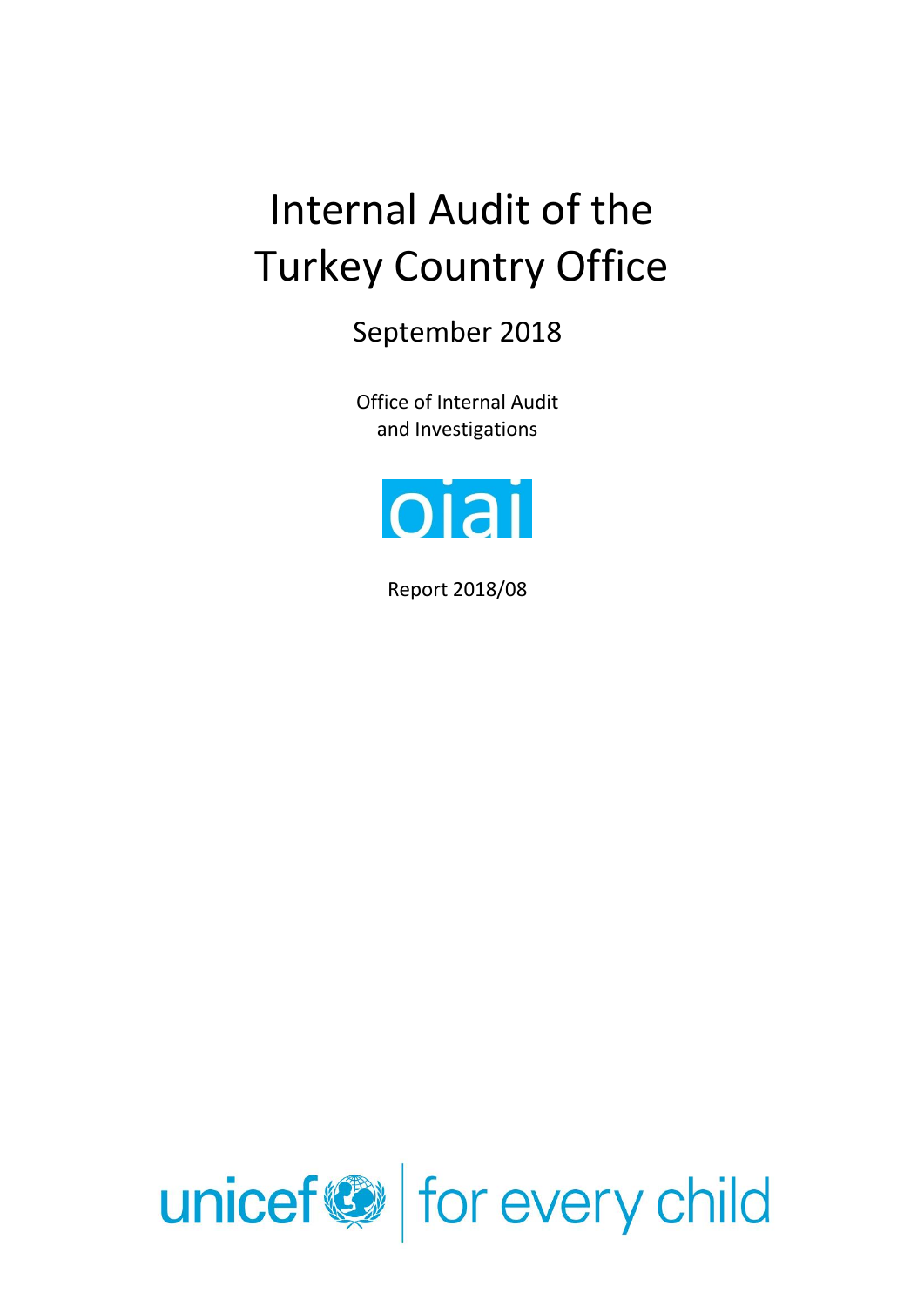# Internal Audit of the Turkey Country Office

September 2018

Office of Internal Audit and Investigations

oiai

Report 2018/08

unicef | for every child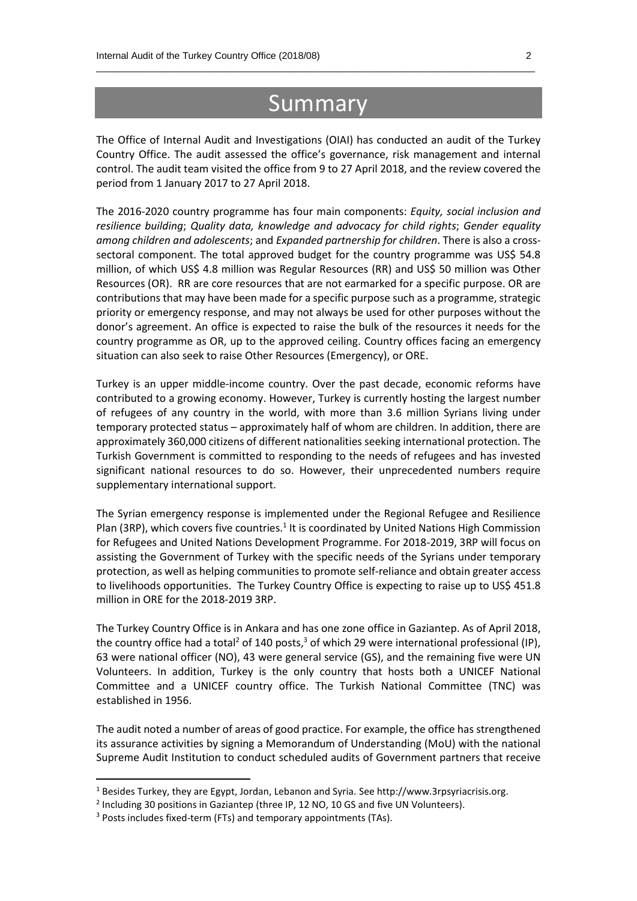# Summary

The Office of Internal Audit and Investigations (OIAI) has conducted an audit of the Turkey Country Office. The audit assessed the office's governance, risk management and internal control. The audit team visited the office from 9 to 27 April 2018, and the review covered the period from 1 January 2017 to 27 April 2018.

The 2016-2020 country programme has four main components: *Equity, social inclusion and resilience building*; *Quality data, knowledge and advocacy for child rights*; *Gender equality among children and adolescents*; and *Expanded partnership for children*. There is also a cross-sectoral component. The total approved budget for the country programme was US$ 54.8 million, of which US$ 4.8 million was Regular Resources (RR) and US$ 50 million was Other Resources (OR). RR are core resources that are not earmarked for a specific purpose. OR are contributions that may have been made for a specific purpose such as a programme, strategic priority or emergency response, and may not always be used for other purposes without the donor's agreement. An office is expected to raise the bulk of the resources it needs for the country programme as OR, up to the approved ceiling. Country offices facing an emergency situation can also seek to raise Other Resources (Emergency), or ORE.

Turkey is an upper middle-income country. Over the past decade, economic reforms have contributed to a growing economy. However, Turkey is currently hosting the largest number of refugees of any country in the world, with more than 3.6 million Syrians living under temporary protected status – approximately half of whom are children. In addition, there are approximately 360,000 citizens of different nationalities seeking international protection. The Turkish Government is committed to responding to the needs of refugees and has invested significant national resources to do so. However, their unprecedented numbers require supplementary international support.

The Syrian emergency response is implemented under the Regional Refugee and Resilience Plan (3RP), which covers five countries.[1] It is coordinated by United Nations High Commission for Refugees and United Nations Development Programme. For 2018-2019, 3RP will focus on assisting the Government of Turkey with the specific needs of the Syrians under temporary protection, as well as helping communities to promote self-reliance and obtain greater access to livelihoods opportunities. The Turkey Country Office is expecting to raise up to US$ 451.8 million in ORE for the 2018-2019 3RP.

The Turkey Country Office is in Ankara and has one zone office in Gaziantep. As of April 2018, the country office had a total[2] of 140 posts,[3] of which 29 were international professional (IP), 63 were national officer (NO), 43 were general service (GS), and the remaining five were UN Volunteers. In addition, Turkey is the only country that hosts both a UNICEF National Committee and a UNICEF country office. The Turkish National Committee (TNC) was established in 1956.

The audit noted a number of areas of good practice. For example, the office has strengthened its assurance activities by signing a Memorandum of Understanding (MoU) with the national Supreme Audit Institution to conduct scheduled audits of Government partners that receive

---

[1] Besides Turkey, they are Egypt, Jordan, Lebanon and Syria. See http://www.3rpsyriacrisis.org.

[2] Including 30 positions in Gaziantep (three IP, 12 NO, 10 GS and five UN Volunteers).

[3] Posts includes fixed-term (FTs) and temporary appointments (TAs).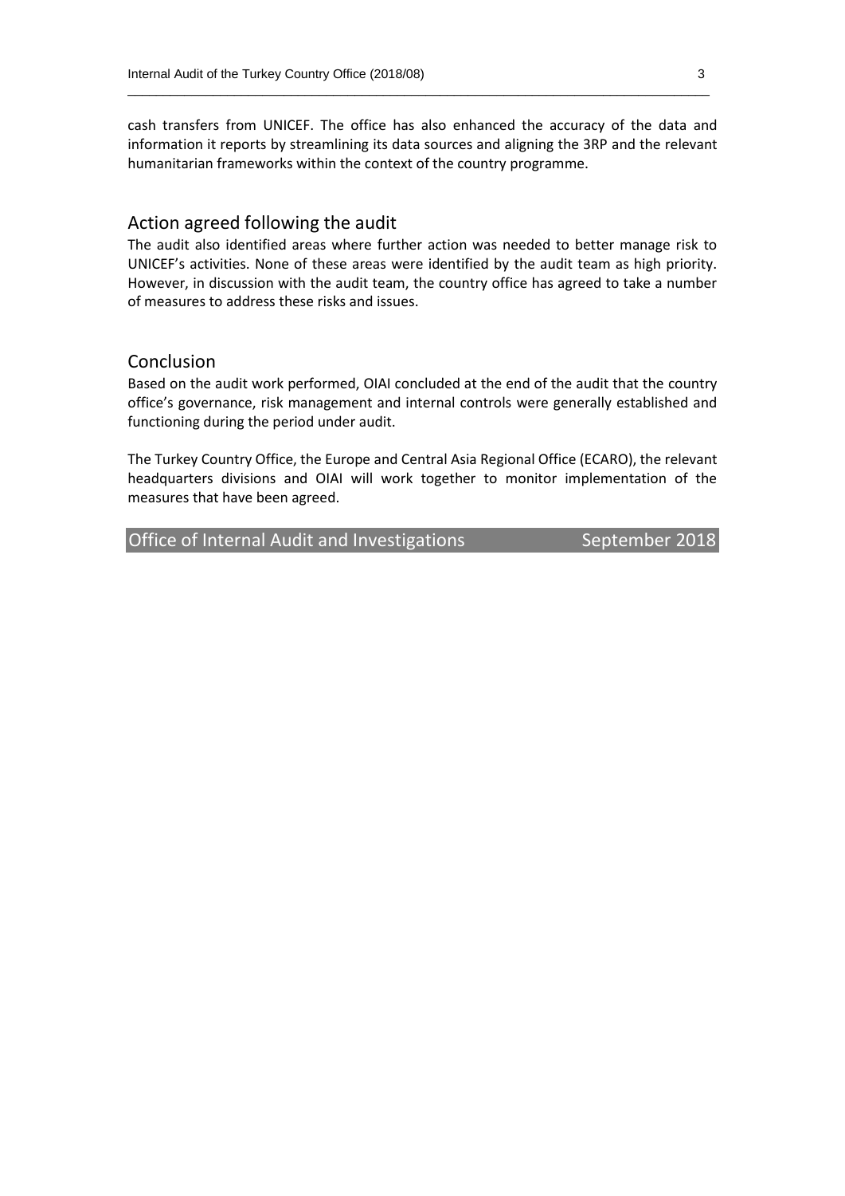cash transfers from UNICEF. The office has also enhanced the accuracy of the data and information it reports by streamlining its data sources and aligning the 3RP and the relevant humanitarian frameworks within the context of the country programme.

## Action agreed following the audit

The audit also identified areas where further action was needed to better manage risk to UNICEF's activities. None of these areas were identified by the audit team as high priority. However, in discussion with the audit team, the country office has agreed to take a number of measures to address these risks and issues.

## Conclusion

Based on the audit work performed, OIAI concluded at the end of the audit that the country office's governance, risk management and internal controls were generally established and functioning during the period under audit.

The Turkey Country Office, the Europe and Central Asia Regional Office (ECARO), the relevant headquarters divisions and OIAI will work together to monitor implementation of the measures that have been agreed.

Office of Internal Audit and Investigations — September 2018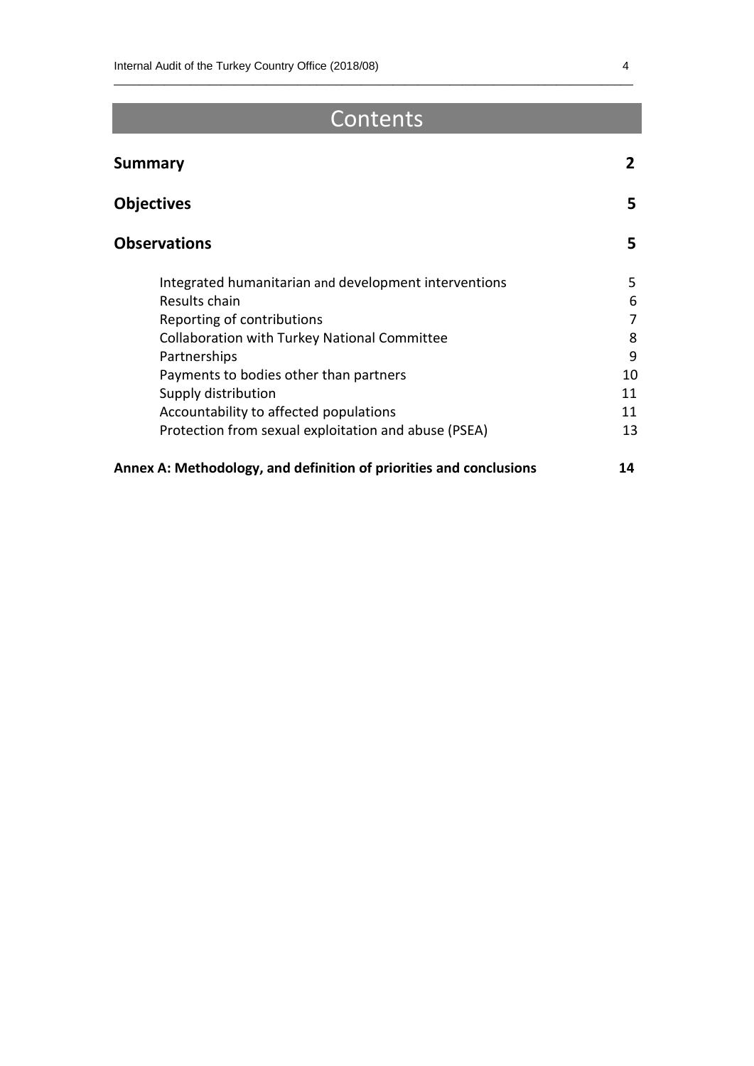# Contents

| | |
|---|---|
| **Summary** | **2** |
| **Objectives** | **5** |
| **Observations** | **5** |
| Integrated humanitarian and development interventions | 5 |
| Results chain | 6 |
| Reporting of contributions | 7 |
| Collaboration with Turkey National Committee | 8 |
| Partnerships | 9 |
| Payments to bodies other than partners | 10 |
| Supply distribution | 11 |
| Accountability to affected populations | 11 |
| Protection from sexual exploitation and abuse (PSEA) | 13 |
| **Annex A: Methodology, and definition of priorities and conclusions** | **14** |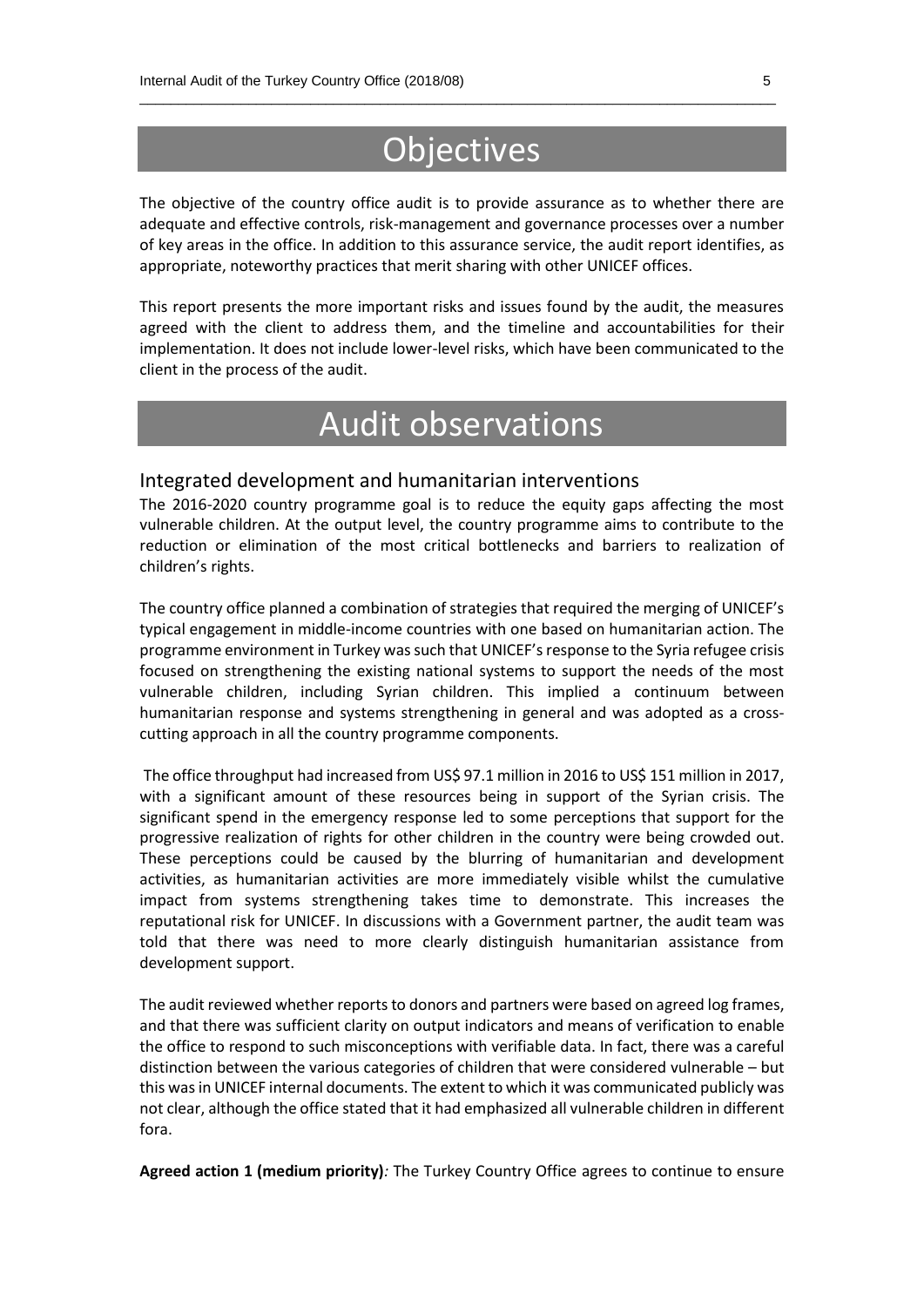# Objectives

The objective of the country office audit is to provide assurance as to whether there are adequate and effective controls, risk-management and governance processes over a number of key areas in the office. In addition to this assurance service, the audit report identifies, as appropriate, noteworthy practices that merit sharing with other UNICEF offices.

This report presents the more important risks and issues found by the audit, the measures agreed with the client to address them, and the timeline and accountabilities for their implementation. It does not include lower-level risks, which have been communicated to the client in the process of the audit.

# Audit observations

## Integrated development and humanitarian interventions

The 2016-2020 country programme goal is to reduce the equity gaps affecting the most vulnerable children. At the output level, the country programme aims to contribute to the reduction or elimination of the most critical bottlenecks and barriers to realization of children's rights.

The country office planned a combination of strategies that required the merging of UNICEF's typical engagement in middle-income countries with one based on humanitarian action. The programme environment in Turkey was such that UNICEF's response to the Syria refugee crisis focused on strengthening the existing national systems to support the needs of the most vulnerable children, including Syrian children. This implied a continuum between humanitarian response and systems strengthening in general and was adopted as a cross-cutting approach in all the country programme components.

The office throughput had increased from US$ 97.1 million in 2016 to US$ 151 million in 2017, with a significant amount of these resources being in support of the Syrian crisis. The significant spend in the emergency response led to some perceptions that support for the progressive realization of rights for other children in the country were being crowded out. These perceptions could be caused by the blurring of humanitarian and development activities, as humanitarian activities are more immediately visible whilst the cumulative impact from systems strengthening takes time to demonstrate. This increases the reputational risk for UNICEF. In discussions with a Government partner, the audit team was told that there was need to more clearly distinguish humanitarian assistance from development support.

The audit reviewed whether reports to donors and partners were based on agreed log frames, and that there was sufficient clarity on output indicators and means of verification to enable the office to respond to such misconceptions with verifiable data. In fact, there was a careful distinction between the various categories of children that were considered vulnerable – but this was in UNICEF internal documents. The extent to which it was communicated publicly was not clear, although the office stated that it had emphasized all vulnerable children in different fora.

**Agreed action 1 (medium priority)***:* The Turkey Country Office agrees to continue to ensure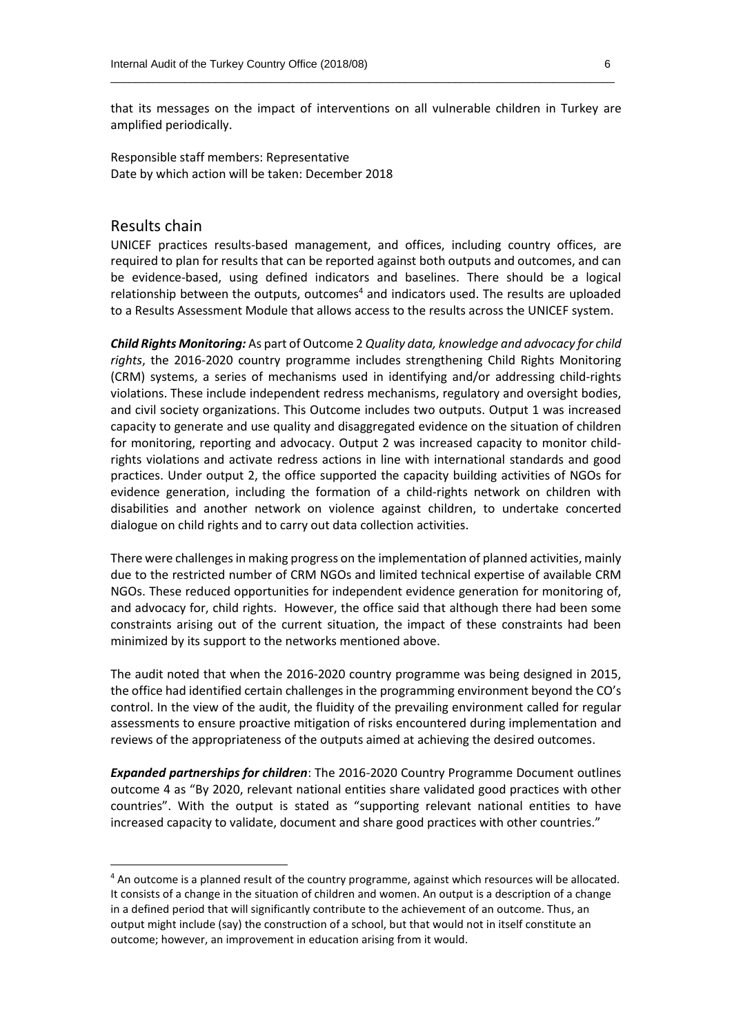that its messages on the impact of interventions on all vulnerable children in Turkey are amplified periodically.

Responsible staff members: Representative
Date by which action will be taken: December 2018

## Results chain

UNICEF practices results-based management, and offices, including country offices, are required to plan for results that can be reported against both outputs and outcomes, and can be evidence-based, using defined indicators and baselines. There should be a logical relationship between the outputs, outcomes[4] and indicators used. The results are uploaded to a Results Assessment Module that allows access to the results across the UNICEF system.

***Child Rights Monitoring:*** As part of Outcome 2 *Quality data, knowledge and advocacy for child rights*, the 2016-2020 country programme includes strengthening Child Rights Monitoring (CRM) systems, a series of mechanisms used in identifying and/or addressing child-rights violations. These include independent redress mechanisms, regulatory and oversight bodies, and civil society organizations. This Outcome includes two outputs. Output 1 was increased capacity to generate and use quality and disaggregated evidence on the situation of children for monitoring, reporting and advocacy. Output 2 was increased capacity to monitor child-rights violations and activate redress actions in line with international standards and good practices. Under output 2, the office supported the capacity building activities of NGOs for evidence generation, including the formation of a child-rights network on children with disabilities and another network on violence against children, to undertake concerted dialogue on child rights and to carry out data collection activities.

There were challenges in making progress on the implementation of planned activities, mainly due to the restricted number of CRM NGOs and limited technical expertise of available CRM NGOs. These reduced opportunities for independent evidence generation for monitoring of, and advocacy for, child rights. However, the office said that although there had been some constraints arising out of the current situation, the impact of these constraints had been minimized by its support to the networks mentioned above.

The audit noted that when the 2016-2020 country programme was being designed in 2015, the office had identified certain challenges in the programming environment beyond the CO's control. In the view of the audit, the fluidity of the prevailing environment called for regular assessments to ensure proactive mitigation of risks encountered during implementation and reviews of the appropriateness of the outputs aimed at achieving the desired outcomes.

***Expanded partnerships for children***: The 2016-2020 Country Programme Document outlines outcome 4 as "By 2020, relevant national entities share validated good practices with other countries". With the output is stated as "supporting relevant national entities to have increased capacity to validate, document and share good practices with other countries."

---

[4] An outcome is a planned result of the country programme, against which resources will be allocated. It consists of a change in the situation of children and women. An output is a description of a change in a defined period that will significantly contribute to the achievement of an outcome. Thus, an output might include (say) the construction of a school, but that would not in itself constitute an outcome; however, an improvement in education arising from it would.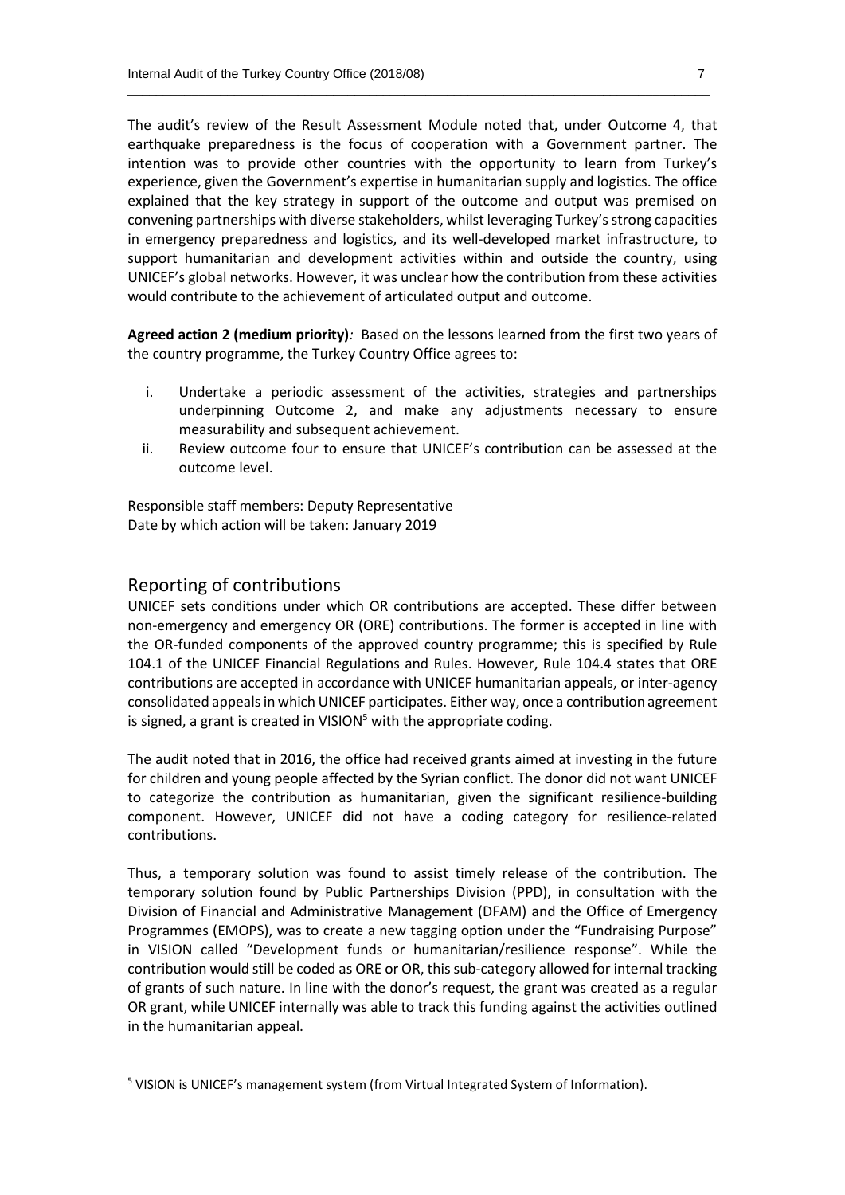The audit's review of the Result Assessment Module noted that, under Outcome 4, that earthquake preparedness is the focus of cooperation with a Government partner. The intention was to provide other countries with the opportunity to learn from Turkey's experience, given the Government's expertise in humanitarian supply and logistics. The office explained that the key strategy in support of the outcome and output was premised on convening partnerships with diverse stakeholders, whilst leveraging Turkey's strong capacities in emergency preparedness and logistics, and its well-developed market infrastructure, to support humanitarian and development activities within and outside the country, using UNICEF's global networks. However, it was unclear how the contribution from these activities would contribute to the achievement of articulated output and outcome.

**Agreed action 2 (medium priority)***:* Based on the lessons learned from the first two years of the country programme, the Turkey Country Office agrees to:

i. Undertake a periodic assessment of the activities, strategies and partnerships underpinning Outcome 2, and make any adjustments necessary to ensure measurability and subsequent achievement.
ii. Review outcome four to ensure that UNICEF's contribution can be assessed at the outcome level.

Responsible staff members: Deputy Representative
Date by which action will be taken: January 2019

## Reporting of contributions

UNICEF sets conditions under which OR contributions are accepted. These differ between non-emergency and emergency OR (ORE) contributions. The former is accepted in line with the OR-funded components of the approved country programme; this is specified by Rule 104.1 of the UNICEF Financial Regulations and Rules. However, Rule 104.4 states that ORE contributions are accepted in accordance with UNICEF humanitarian appeals, or inter-agency consolidated appeals in which UNICEF participates. Either way, once a contribution agreement is signed, a grant is created in VISION[5] with the appropriate coding.

The audit noted that in 2016, the office had received grants aimed at investing in the future for children and young people affected by the Syrian conflict. The donor did not want UNICEF to categorize the contribution as humanitarian, given the significant resilience-building component. However, UNICEF did not have a coding category for resilience-related contributions.

Thus, a temporary solution was found to assist timely release of the contribution. The temporary solution found by Public Partnerships Division (PPD), in consultation with the Division of Financial and Administrative Management (DFAM) and the Office of Emergency Programmes (EMOPS), was to create a new tagging option under the "Fundraising Purpose" in VISION called "Development funds or humanitarian/resilience response". While the contribution would still be coded as ORE or OR, this sub-category allowed for internal tracking of grants of such nature. In line with the donor's request, the grant was created as a regular OR grant, while UNICEF internally was able to track this funding against the activities outlined in the humanitarian appeal.

[5] VISION is UNICEF's management system (from Virtual Integrated System of Information).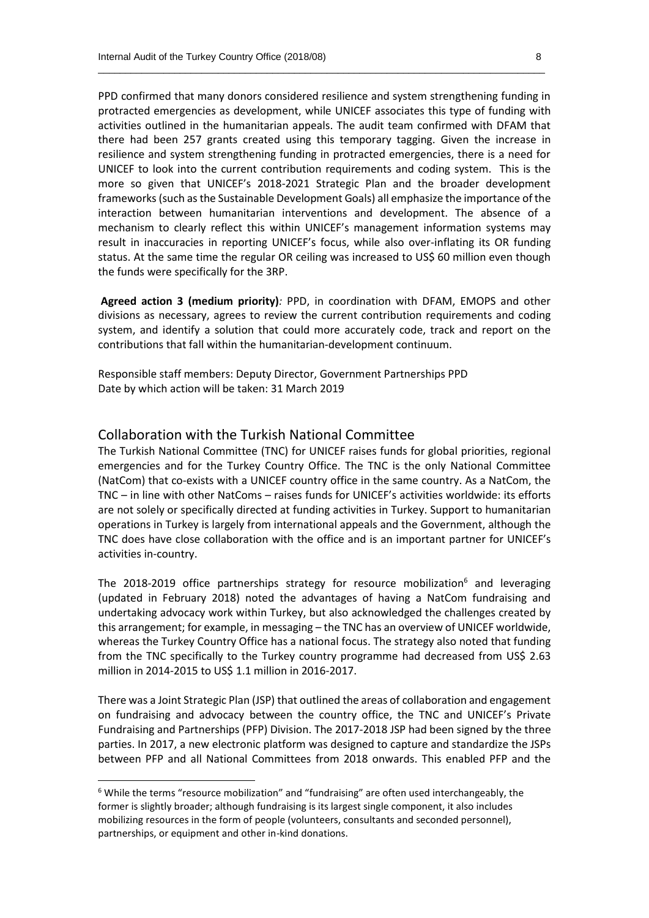PPD confirmed that many donors considered resilience and system strengthening funding in protracted emergencies as development, while UNICEF associates this type of funding with activities outlined in the humanitarian appeals. The audit team confirmed with DFAM that there had been 257 grants created using this temporary tagging. Given the increase in resilience and system strengthening funding in protracted emergencies, there is a need for UNICEF to look into the current contribution requirements and coding system. This is the more so given that UNICEF's 2018-2021 Strategic Plan and the broader development frameworks (such as the Sustainable Development Goals) all emphasize the importance of the interaction between humanitarian interventions and development. The absence of a mechanism to clearly reflect this within UNICEF's management information systems may result in inaccuracies in reporting UNICEF's focus, while also over-inflating its OR funding status. At the same time the regular OR ceiling was increased to US$ 60 million even though the funds were specifically for the 3RP.

**Agreed action 3 (medium priority)***:* PPD, in coordination with DFAM, EMOPS and other divisions as necessary, agrees to review the current contribution requirements and coding system, and identify a solution that could more accurately code, track and report on the contributions that fall within the humanitarian-development continuum.

Responsible staff members: Deputy Director, Government Partnerships PPD
Date by which action will be taken: 31 March 2019

## Collaboration with the Turkish National Committee

The Turkish National Committee (TNC) for UNICEF raises funds for global priorities, regional emergencies and for the Turkey Country Office. The TNC is the only National Committee (NatCom) that co-exists with a UNICEF country office in the same country. As a NatCom, the TNC – in line with other NatComs – raises funds for UNICEF's activities worldwide: its efforts are not solely or specifically directed at funding activities in Turkey. Support to humanitarian operations in Turkey is largely from international appeals and the Government, although the TNC does have close collaboration with the office and is an important partner for UNICEF's activities in-country.

The 2018-2019 office partnerships strategy for resource mobilization[6] and leveraging (updated in February 2018) noted the advantages of having a NatCom fundraising and undertaking advocacy work within Turkey, but also acknowledged the challenges created by this arrangement; for example, in messaging – the TNC has an overview of UNICEF worldwide, whereas the Turkey Country Office has a national focus. The strategy also noted that funding from the TNC specifically to the Turkey country programme had decreased from US$ 2.63 million in 2014-2015 to US$ 1.1 million in 2016-2017.

There was a Joint Strategic Plan (JSP) that outlined the areas of collaboration and engagement on fundraising and advocacy between the country office, the TNC and UNICEF's Private Fundraising and Partnerships (PFP) Division. The 2017-2018 JSP had been signed by the three parties. In 2017, a new electronic platform was designed to capture and standardize the JSPs between PFP and all National Committees from 2018 onwards. This enabled PFP and the

[6] While the terms "resource mobilization" and "fundraising" are often used interchangeably, the former is slightly broader; although fundraising is its largest single component, it also includes mobilizing resources in the form of people (volunteers, consultants and seconded personnel), partnerships, or equipment and other in-kind donations.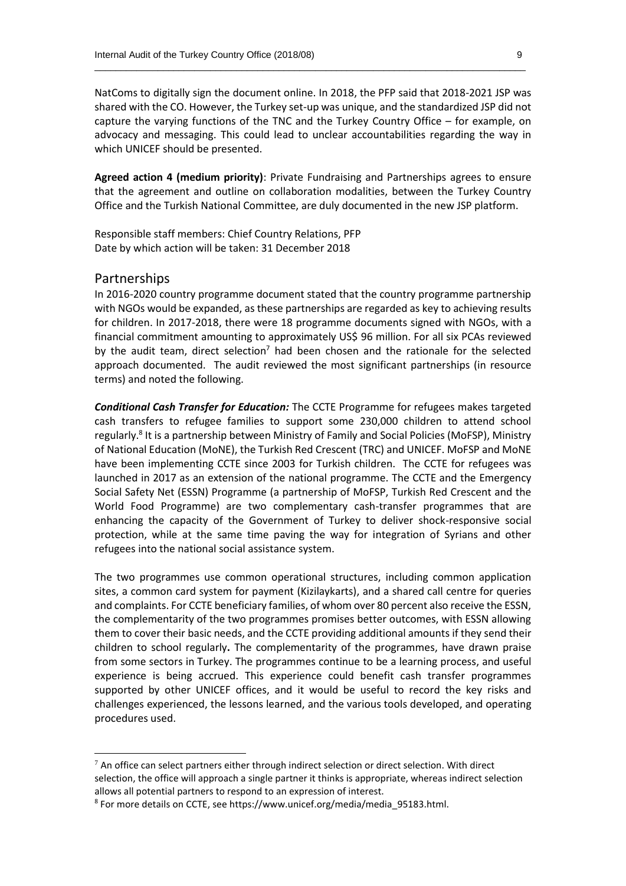NatComs to digitally sign the document online. In 2018, the PFP said that 2018-2021 JSP was shared with the CO. However, the Turkey set-up was unique, and the standardized JSP did not capture the varying functions of the TNC and the Turkey Country Office – for example, on advocacy and messaging. This could lead to unclear accountabilities regarding the way in which UNICEF should be presented.

**Agreed action 4 (medium priority)**: Private Fundraising and Partnerships agrees to ensure that the agreement and outline on collaboration modalities, between the Turkey Country Office and the Turkish National Committee, are duly documented in the new JSP platform.

Responsible staff members: Chief Country Relations, PFP
Date by which action will be taken: 31 December 2018

## Partnerships

In 2016-2020 country programme document stated that the country programme partnership with NGOs would be expanded, as these partnerships are regarded as key to achieving results for children. In 2017-2018, there were 18 programme documents signed with NGOs, with a financial commitment amounting to approximately US$ 96 million. For all six PCAs reviewed by the audit team, direct selection[7] had been chosen and the rationale for the selected approach documented. The audit reviewed the most significant partnerships (in resource terms) and noted the following.

***Conditional Cash Transfer for Education:*** The CCTE Programme for refugees makes targeted cash transfers to refugee families to support some 230,000 children to attend school regularly.[8] It is a partnership between Ministry of Family and Social Policies (MoFSP), Ministry of National Education (MoNE), the Turkish Red Crescent (TRC) and UNICEF. MoFSP and MoNE have been implementing CCTE since 2003 for Turkish children. The CCTE for refugees was launched in 2017 as an extension of the national programme. The CCTE and the Emergency Social Safety Net (ESSN) Programme (a partnership of MoFSP, Turkish Red Crescent and the World Food Programme) are two complementary cash-transfer programmes that are enhancing the capacity of the Government of Turkey to deliver shock-responsive social protection, while at the same time paving the way for integration of Syrians and other refugees into the national social assistance system.

The two programmes use common operational structures, including common application sites, a common card system for payment (Kizilaykarts), and a shared call centre for queries and complaints. For CCTE beneficiary families, of whom over 80 percent also receive the ESSN, the complementarity of the two programmes promises better outcomes, with ESSN allowing them to cover their basic needs, and the CCTE providing additional amounts if they send their children to school regularly**.** The complementarity of the programmes, have drawn praise from some sectors in Turkey. The programmes continue to be a learning process, and useful experience is being accrued. This experience could benefit cash transfer programmes supported by other UNICEF offices, and it would be useful to record the key risks and challenges experienced, the lessons learned, and the various tools developed, and operating procedures used.

[7] An office can select partners either through indirect selection or direct selection. With direct selection, the office will approach a single partner it thinks is appropriate, whereas indirect selection allows all potential partners to respond to an expression of interest.

[8] For more details on CCTE, see https://www.unicef.org/media/media_95183.html.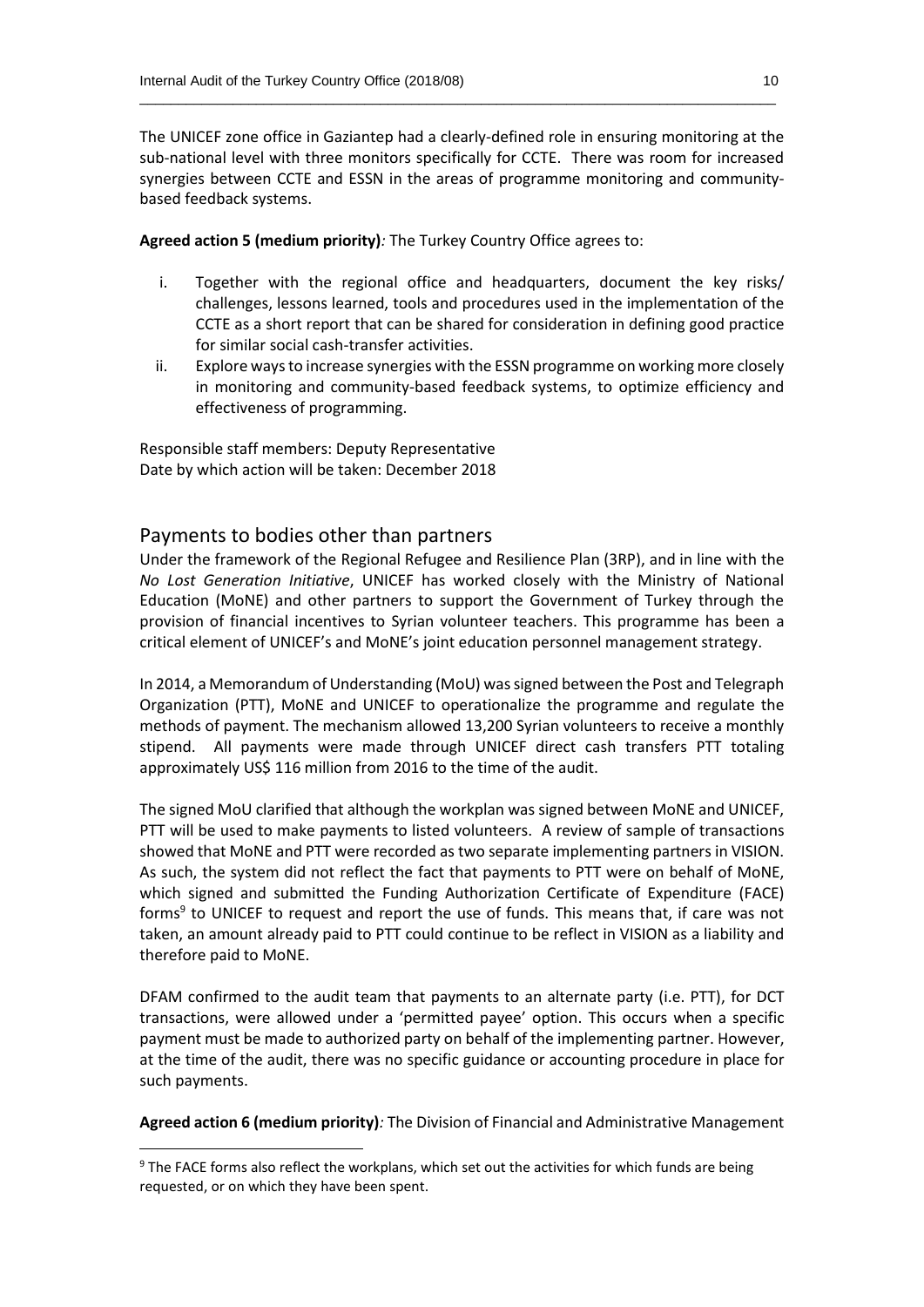The UNICEF zone office in Gaziantep had a clearly-defined role in ensuring monitoring at the sub-national level with three monitors specifically for CCTE. There was room for increased synergies between CCTE and ESSN in the areas of programme monitoring and community-based feedback systems.

**Agreed action 5 (medium priority)***:* The Turkey Country Office agrees to:

i. Together with the regional office and headquarters, document the key risks/ challenges, lessons learned, tools and procedures used in the implementation of the CCTE as a short report that can be shared for consideration in defining good practice for similar social cash-transfer activities.
ii. Explore ways to increase synergies with the ESSN programme on working more closely in monitoring and community-based feedback systems, to optimize efficiency and effectiveness of programming.

Responsible staff members: Deputy Representative
Date by which action will be taken: December 2018

## Payments to bodies other than partners

Under the framework of the Regional Refugee and Resilience Plan (3RP), and in line with the *No Lost Generation Initiative*, UNICEF has worked closely with the Ministry of National Education (MoNE) and other partners to support the Government of Turkey through the provision of financial incentives to Syrian volunteer teachers. This programme has been a critical element of UNICEF's and MoNE's joint education personnel management strategy.

In 2014, a Memorandum of Understanding (MoU) was signed between the Post and Telegraph Organization (PTT), MoNE and UNICEF to operationalize the programme and regulate the methods of payment. The mechanism allowed 13,200 Syrian volunteers to receive a monthly stipend. All payments were made through UNICEF direct cash transfers PTT totaling approximately US$ 116 million from 2016 to the time of the audit.

The signed MoU clarified that although the workplan was signed between MoNE and UNICEF, PTT will be used to make payments to listed volunteers. A review of sample of transactions showed that MoNE and PTT were recorded as two separate implementing partners in VISION. As such, the system did not reflect the fact that payments to PTT were on behalf of MoNE, which signed and submitted the Funding Authorization Certificate of Expenditure (FACE) forms[9] to UNICEF to request and report the use of funds. This means that, if care was not taken, an amount already paid to PTT could continue to be reflect in VISION as a liability and therefore paid to MoNE.

DFAM confirmed to the audit team that payments to an alternate party (i.e. PTT), for DCT transactions, were allowed under a 'permitted payee' option. This occurs when a specific payment must be made to authorized party on behalf of the implementing partner. However, at the time of the audit, there was no specific guidance or accounting procedure in place for such payments.

**Agreed action 6 (medium priority)***:* The Division of Financial and Administrative Management

[9] The FACE forms also reflect the workplans, which set out the activities for which funds are being requested, or on which they have been spent.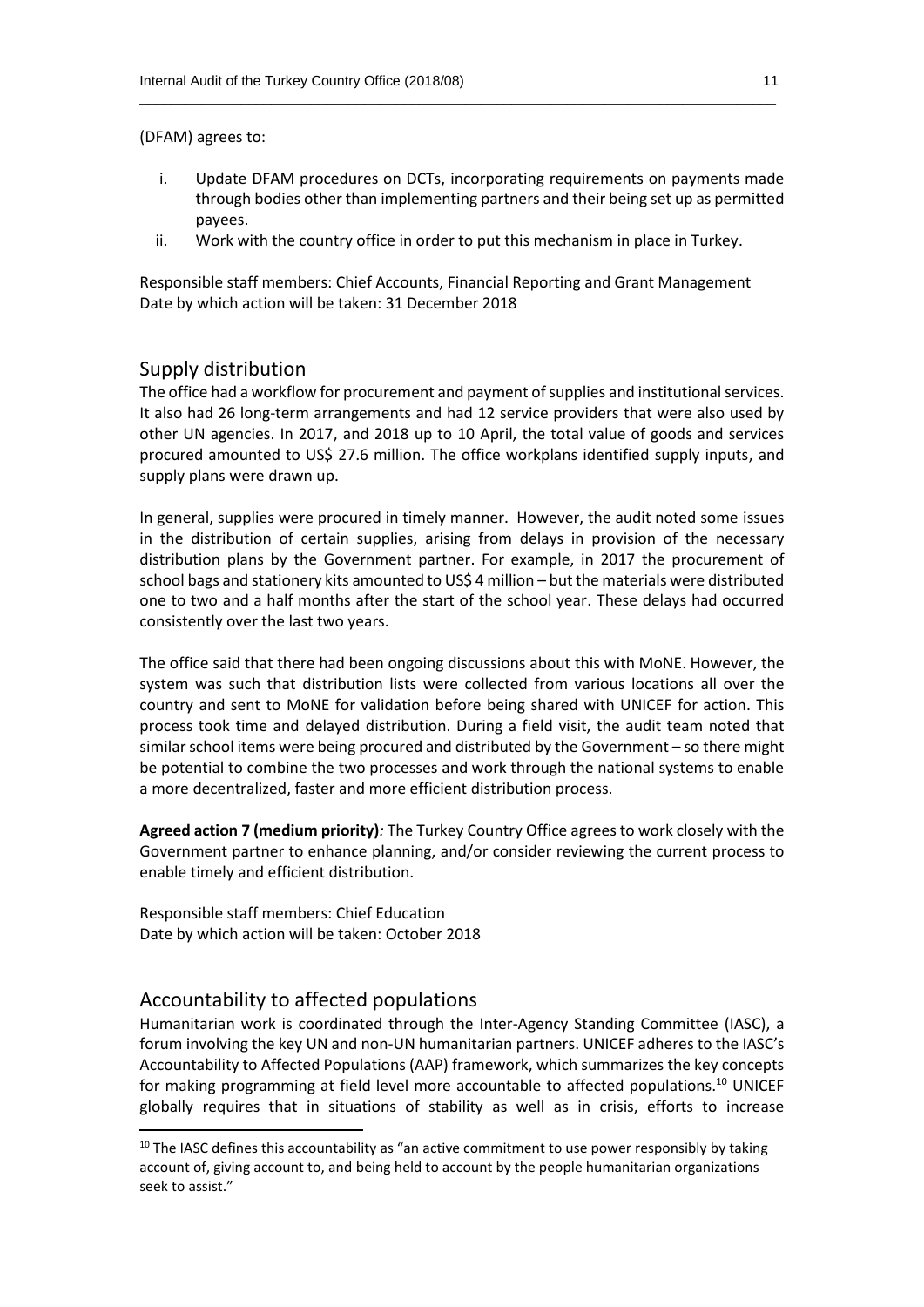(DFAM) agrees to:

i. Update DFAM procedures on DCTs, incorporating requirements on payments made through bodies other than implementing partners and their being set up as permitted payees.
ii. Work with the country office in order to put this mechanism in place in Turkey.

Responsible staff members: Chief Accounts, Financial Reporting and Grant Management
Date by which action will be taken: 31 December 2018

## Supply distribution

The office had a workflow for procurement and payment of supplies and institutional services. It also had 26 long-term arrangements and had 12 service providers that were also used by other UN agencies. In 2017, and 2018 up to 10 April, the total value of goods and services procured amounted to US$ 27.6 million. The office workplans identified supply inputs, and supply plans were drawn up.

In general, supplies were procured in timely manner. However, the audit noted some issues in the distribution of certain supplies, arising from delays in provision of the necessary distribution plans by the Government partner. For example, in 2017 the procurement of school bags and stationery kits amounted to US$ 4 million – but the materials were distributed one to two and a half months after the start of the school year. These delays had occurred consistently over the last two years.

The office said that there had been ongoing discussions about this with MoNE. However, the system was such that distribution lists were collected from various locations all over the country and sent to MoNE for validation before being shared with UNICEF for action. This process took time and delayed distribution. During a field visit, the audit team noted that similar school items were being procured and distributed by the Government – so there might be potential to combine the two processes and work through the national systems to enable a more decentralized, faster and more efficient distribution process.

**Agreed action 7 (medium priority)***:* The Turkey Country Office agrees to work closely with the Government partner to enhance planning, and/or consider reviewing the current process to enable timely and efficient distribution.

Responsible staff members: Chief Education
Date by which action will be taken: October 2018

## Accountability to affected populations

Humanitarian work is coordinated through the Inter-Agency Standing Committee (IASC), a forum involving the key UN and non-UN humanitarian partners. UNICEF adheres to the IASC's Accountability to Affected Populations (AAP) framework, which summarizes the key concepts for making programming at field level more accountable to affected populations.[10] UNICEF globally requires that in situations of stability as well as in crisis, efforts to increase

[10] The IASC defines this accountability as "an active commitment to use power responsibly by taking account of, giving account to, and being held to account by the people humanitarian organizations seek to assist."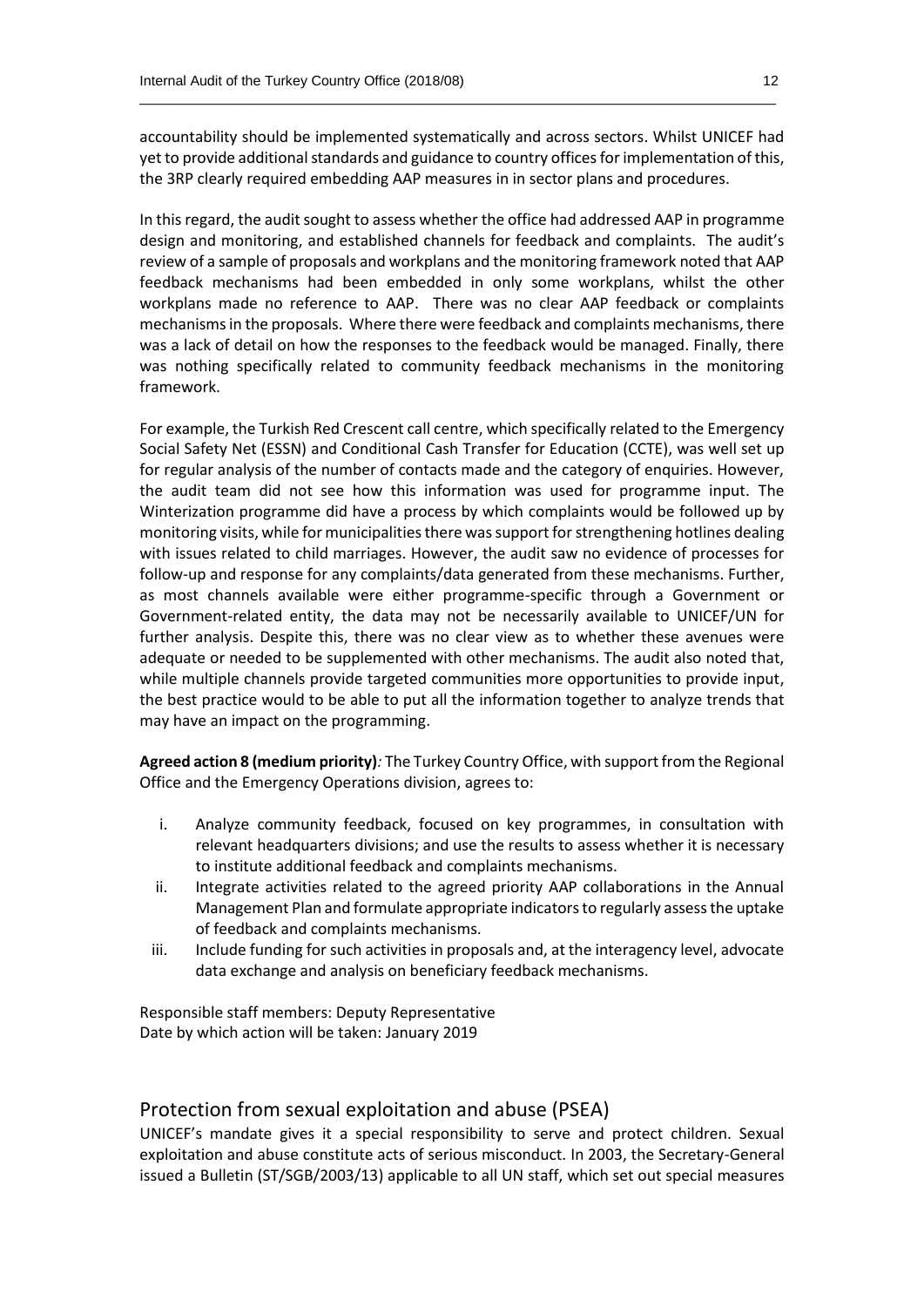accountability should be implemented systematically and across sectors. Whilst UNICEF had yet to provide additional standards and guidance to country offices for implementation of this, the 3RP clearly required embedding AAP measures in in sector plans and procedures.

In this regard, the audit sought to assess whether the office had addressed AAP in programme design and monitoring, and established channels for feedback and complaints. The audit's review of a sample of proposals and workplans and the monitoring framework noted that AAP feedback mechanisms had been embedded in only some workplans, whilst the other workplans made no reference to AAP. There was no clear AAP feedback or complaints mechanisms in the proposals. Where there were feedback and complaints mechanisms, there was a lack of detail on how the responses to the feedback would be managed. Finally, there was nothing specifically related to community feedback mechanisms in the monitoring framework.

For example, the Turkish Red Crescent call centre, which specifically related to the Emergency Social Safety Net (ESSN) and Conditional Cash Transfer for Education (CCTE), was well set up for regular analysis of the number of contacts made and the category of enquiries. However, the audit team did not see how this information was used for programme input. The Winterization programme did have a process by which complaints would be followed up by monitoring visits, while for municipalities there was support for strengthening hotlines dealing with issues related to child marriages. However, the audit saw no evidence of processes for follow-up and response for any complaints/data generated from these mechanisms. Further, as most channels available were either programme-specific through a Government or Government-related entity, the data may not be necessarily available to UNICEF/UN for further analysis. Despite this, there was no clear view as to whether these avenues were adequate or needed to be supplemented with other mechanisms. The audit also noted that, while multiple channels provide targeted communities more opportunities to provide input, the best practice would to be able to put all the information together to analyze trends that may have an impact on the programming.

**Agreed action 8 (medium priority)**: The Turkey Country Office, with support from the Regional Office and the Emergency Operations division, agrees to:

i. Analyze community feedback, focused on key programmes, in consultation with relevant headquarters divisions; and use the results to assess whether it is necessary to institute additional feedback and complaints mechanisms.
ii. Integrate activities related to the agreed priority AAP collaborations in the Annual Management Plan and formulate appropriate indicators to regularly assess the uptake of feedback and complaints mechanisms.
iii. Include funding for such activities in proposals and, at the interagency level, advocate data exchange and analysis on beneficiary feedback mechanisms.

Responsible staff members: Deputy Representative
Date by which action will be taken: January 2019

## Protection from sexual exploitation and abuse (PSEA)

UNICEF's mandate gives it a special responsibility to serve and protect children. Sexual exploitation and abuse constitute acts of serious misconduct. In 2003, the Secretary-General issued a Bulletin (ST/SGB/2003/13) applicable to all UN staff, which set out special measures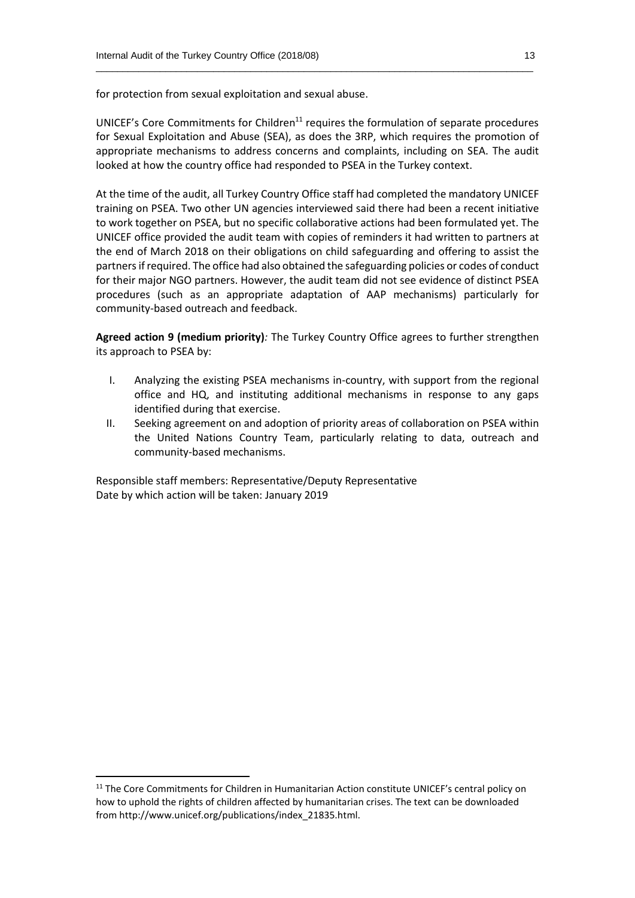for protection from sexual exploitation and sexual abuse.

UNICEF's Core Commitments for Children[11] requires the formulation of separate procedures for Sexual Exploitation and Abuse (SEA), as does the 3RP, which requires the promotion of appropriate mechanisms to address concerns and complaints, including on SEA. The audit looked at how the country office had responded to PSEA in the Turkey context.

At the time of the audit, all Turkey Country Office staff had completed the mandatory UNICEF training on PSEA. Two other UN agencies interviewed said there had been a recent initiative to work together on PSEA, but no specific collaborative actions had been formulated yet. The UNICEF office provided the audit team with copies of reminders it had written to partners at the end of March 2018 on their obligations on child safeguarding and offering to assist the partners if required. The office had also obtained the safeguarding policies or codes of conduct for their major NGO partners. However, the audit team did not see evidence of distinct PSEA procedures (such as an appropriate adaptation of AAP mechanisms) particularly for community-based outreach and feedback.

**Agreed action 9 (medium priority)***:* The Turkey Country Office agrees to further strengthen its approach to PSEA by:

I. Analyzing the existing PSEA mechanisms in-country, with support from the regional office and HQ, and instituting additional mechanisms in response to any gaps identified during that exercise.
II. Seeking agreement on and adoption of priority areas of collaboration on PSEA within the United Nations Country Team, particularly relating to data, outreach and community-based mechanisms.

Responsible staff members: Representative/Deputy Representative
Date by which action will be taken: January 2019

---

[11] The Core Commitments for Children in Humanitarian Action constitute UNICEF's central policy on how to uphold the rights of children affected by humanitarian crises. The text can be downloaded from http://www.unicef.org/publications/index_21835.html.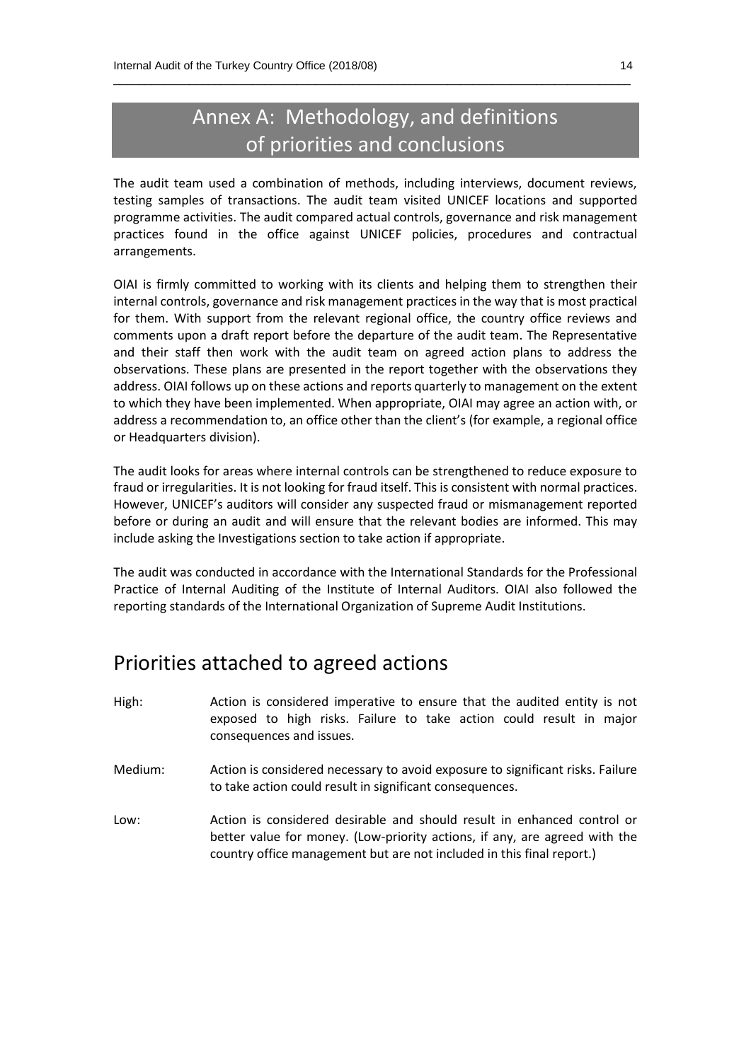# Annex A: Methodology, and definitions of priorities and conclusions

The audit team used a combination of methods, including interviews, document reviews, testing samples of transactions. The audit team visited UNICEF locations and supported programme activities. The audit compared actual controls, governance and risk management practices found in the office against UNICEF policies, procedures and contractual arrangements.

OIAI is firmly committed to working with its clients and helping them to strengthen their internal controls, governance and risk management practices in the way that is most practical for them. With support from the relevant regional office, the country office reviews and comments upon a draft report before the departure of the audit team. The Representative and their staff then work with the audit team on agreed action plans to address the observations. These plans are presented in the report together with the observations they address. OIAI follows up on these actions and reports quarterly to management on the extent to which they have been implemented. When appropriate, OIAI may agree an action with, or address a recommendation to, an office other than the client's (for example, a regional office or Headquarters division).

The audit looks for areas where internal controls can be strengthened to reduce exposure to fraud or irregularities. It is not looking for fraud itself. This is consistent with normal practices. However, UNICEF's auditors will consider any suspected fraud or mismanagement reported before or during an audit and will ensure that the relevant bodies are informed. This may include asking the Investigations section to take action if appropriate.

The audit was conducted in accordance with the International Standards for the Professional Practice of Internal Auditing of the Institute of Internal Auditors. OIAI also followed the reporting standards of the International Organization of Supreme Audit Institutions.

## Priorities attached to agreed actions

High: Action is considered imperative to ensure that the audited entity is not exposed to high risks. Failure to take action could result in major consequences and issues.

Medium: Action is considered necessary to avoid exposure to significant risks. Failure to take action could result in significant consequences.

Low: Action is considered desirable and should result in enhanced control or better value for money. (Low-priority actions, if any, are agreed with the country office management but are not included in this final report.)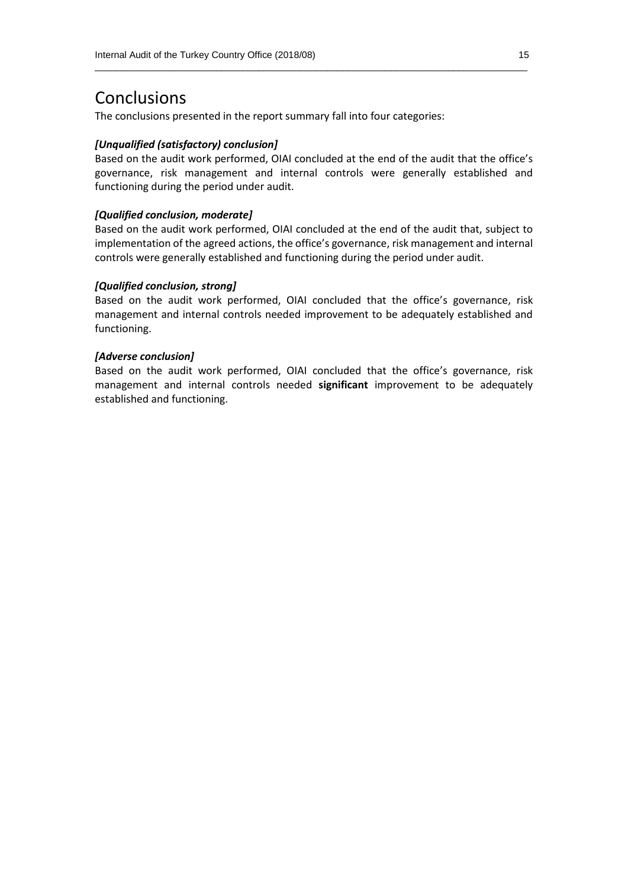# Conclusions

The conclusions presented in the report summary fall into four categories:

***[Unqualified (satisfactory) conclusion]***

Based on the audit work performed, OIAI concluded at the end of the audit that the office's governance, risk management and internal controls were generally established and functioning during the period under audit.

***[Qualified conclusion, moderate]***

Based on the audit work performed, OIAI concluded at the end of the audit that, subject to implementation of the agreed actions, the office's governance, risk management and internal controls were generally established and functioning during the period under audit.

***[Qualified conclusion, strong]***

Based on the audit work performed, OIAI concluded that the office's governance, risk management and internal controls needed improvement to be adequately established and functioning.

***[Adverse conclusion]***

Based on the audit work performed, OIAI concluded that the office's governance, risk management and internal controls needed **significant** improvement to be adequately established and functioning.